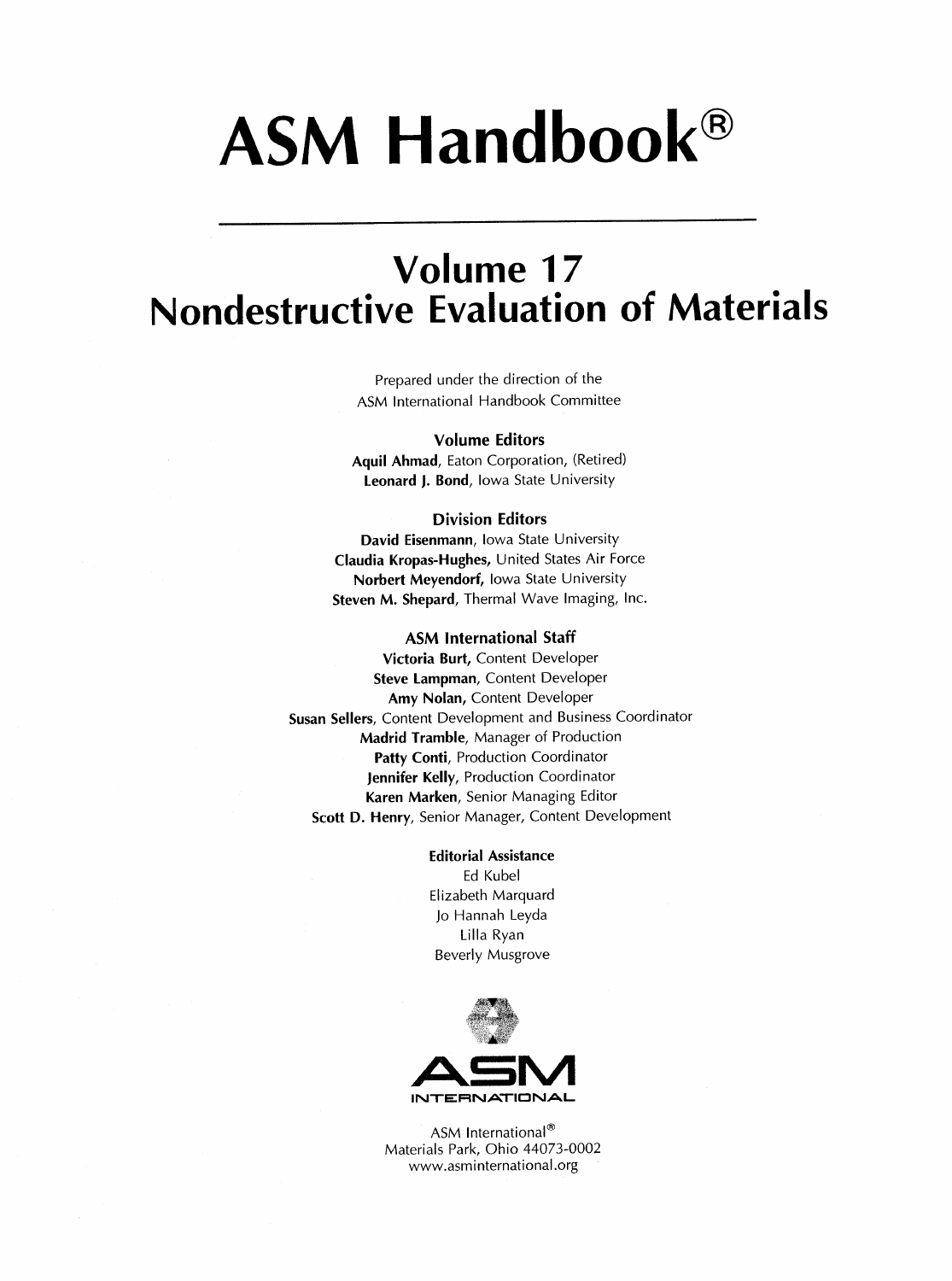# ASM Handbook®

## Volume 17
## Nondestructive Evaluation of Materials

Prepared under the direction of the
ASM International Handbook Committee

**Volume Editors**
**Aquil Ahmad**, Eaton Corporation, (Retired)
**Leonard J. Bond**, Iowa State University

**Division Editors**
**David Eisenmann**, Iowa State University
**Claudia Kropas-Hughes**, United States Air Force
**Norbert Meyendorf**, Iowa State University
**Steven M. Shepard**, Thermal Wave Imaging, Inc.

**ASM International Staff**
**Victoria Burt**, Content Developer
**Steve Lampman**, Content Developer
**Amy Nolan**, Content Developer
**Susan Sellers**, Content Development and Business Coordinator
**Madrid Tramble**, Manager of Production
**Patty Conti**, Production Coordinator
**Jennifer Kelly**, Production Coordinator
**Karen Marken**, Senior Managing Editor
**Scott D. Henry**, Senior Manager, Content Development

**Editorial Assistance**
Ed Kubel
Elizabeth Marquard
Jo Hannah Leyda
Lilla Ryan
Beverly Musgrove

ASM INTERNATIONAL

ASM International®
Materials Park, Ohio 44073-0002
www.asminternational.org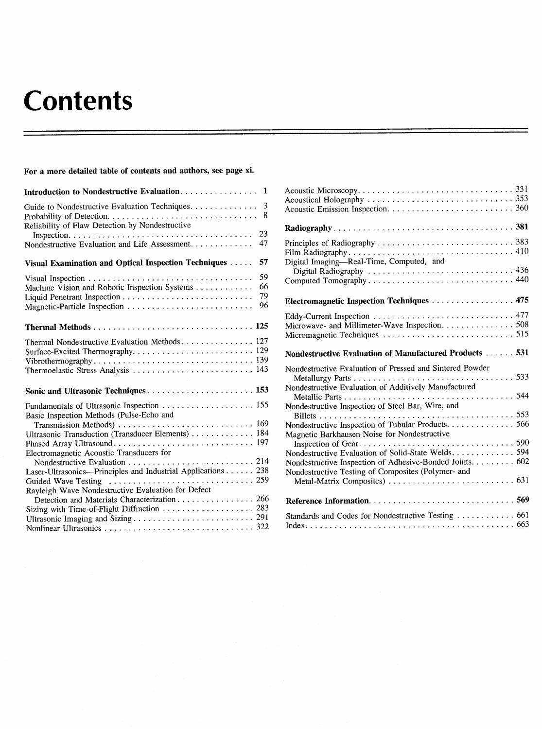# Contents

**For a more detailed table of contents and authors, see page xi.**

**Introduction to Nondestructive Evaluation** . . . . . . . . . . . . . . . . 1

Guide to Nondestructive Evaluation Techniques . . . . . . . . . . . . . . 3
Probability of Detection . . . . . . . . . . . . . . . . . . . . . . . . . . . . . . 8
Reliability of Flaw Detection by Nondestructive Inspection . . . . . . . . . . . . . . . . . . . . . . . . . . . . . . . . . 23
Nondestructive Evaluation and Life Assessment . . . . . . . . . . . . . 47

**Visual Examination and Optical Inspection Techniques** . . . . . 57

Visual Inspection . . . . . . . . . . . . . . . . . . . . . . . . . . . . . . . . . . 59
Machine Vision and Robotic Inspection Systems . . . . . . . . . . . . 66
Liquid Penetrant Inspection . . . . . . . . . . . . . . . . . . . . . . . . . . . 79
Magnetic-Particle Inspection . . . . . . . . . . . . . . . . . . . . . . . . . . 96

**Thermal Methods** . . . . . . . . . . . . . . . . . . . . . . . . . . . . . . . . 125

Thermal Nondestructive Evaluation Methods . . . . . . . . . . . . . . . 127
Surface-Excited Thermography . . . . . . . . . . . . . . . . . . . . . . . . . 129
Vibrothermography . . . . . . . . . . . . . . . . . . . . . . . . . . . . . . . . . 139
Thermoelastic Stress Analysis . . . . . . . . . . . . . . . . . . . . . . . . . 143

**Sonic and Ultrasonic Techniques** . . . . . . . . . . . . . . . . . . . . . . 153

Fundamentals of Ultrasonic Inspection . . . . . . . . . . . . . . . . . . . 155
Basic Inspection Methods (Pulse-Echo and Transmission Methods) . . . . . . . . . . . . . . . . . . . . . . . . . . . . 169
Ultrasonic Transduction (Transducer Elements) . . . . . . . . . . . . . 184
Phased Array Ultrasound . . . . . . . . . . . . . . . . . . . . . . . . . . . . . 197
Electromagnetic Acoustic Transducers for Nondestructive Evaluation . . . . . . . . . . . . . . . . . . . . . . . . . . 214
Laser-Ultrasonics—Principles and Industrial Applications . . . . . . 238
Guided Wave Testing . . . . . . . . . . . . . . . . . . . . . . . . . . . . . . . 259
Rayleigh Wave Nondestructive Evaluation for Defect Detection and Materials Characterization . . . . . . . . . . . . . . . . 266
Sizing with Time-of-Flight Diffraction . . . . . . . . . . . . . . . . . . . 283
Ultrasonic Imaging and Sizing . . . . . . . . . . . . . . . . . . . . . . . . . 291
Nonlinear Ultrasonics . . . . . . . . . . . . . . . . . . . . . . . . . . . . . . . 322
Acoustic Microscopy . . . . . . . . . . . . . . . . . . . . . . . . . . . . . . . . 331
Acoustical Holography . . . . . . . . . . . . . . . . . . . . . . . . . . . . . . 353
Acoustic Emission Inspection . . . . . . . . . . . . . . . . . . . . . . . . . . 360

**Radiography** . . . . . . . . . . . . . . . . . . . . . . . . . . . . . . . . . . . . 381

Principles of Radiography . . . . . . . . . . . . . . . . . . . . . . . . . . . . 383
Film Radiography . . . . . . . . . . . . . . . . . . . . . . . . . . . . . . . . . . 410
Digital Imaging—Real-Time, Computed, and Digital Radiography . . . . . . . . . . . . . . . . . . . . . . . . . . . . . . . 436
Computed Tomography . . . . . . . . . . . . . . . . . . . . . . . . . . . . . . 440

**Electromagnetic Inspection Techniques** . . . . . . . . . . . . . . . . . 475

Eddy-Current Inspection . . . . . . . . . . . . . . . . . . . . . . . . . . . . . 477
Microwave- and Millimeter-Wave Inspection . . . . . . . . . . . . . . . 508
Micromagnetic Techniques . . . . . . . . . . . . . . . . . . . . . . . . . . . 515

**Nondestructive Evaluation of Manufactured Products** . . . . . . 531

Nondestructive Evaluation of Pressed and Sintered Powder Metallurgy Parts . . . . . . . . . . . . . . . . . . . . . . . . . . . . . . . . . 533
Nondestructive Evaluation of Additively Manufactured Metallic Parts . . . . . . . . . . . . . . . . . . . . . . . . . . . . . . . . . . . 544
Nondestructive Inspection of Steel Bar, Wire, and Billets . . . . . . . . . . . . . . . . . . . . . . . . . . . . . . . . . . . . . . . . 553
Nondestructive Inspection of Tubular Products . . . . . . . . . . . . . . 566
Magnetic Barkhausen Noise for Nondestructive Inspection of Gear . . . . . . . . . . . . . . . . . . . . . . . . . . . . . . . . 590
Nondestructive Evaluation of Solid-State Welds . . . . . . . . . . . . . 594
Nondestructive Inspection of Adhesive-Bonded Joints . . . . . . . . . 602
Nondestructive Testing of Composites (Polymer- and Metal-Matrix Composites) . . . . . . . . . . . . . . . . . . . . . . . . . . 631

**Reference Information** . . . . . . . . . . . . . . . . . . . . . . . . . . . . . 569

Standards and Codes for Nondestructive Testing . . . . . . . . . . . . 661
Index . . . . . . . . . . . . . . . . . . . . . . . . . . . . . . . . . . . . . . . . . . 663